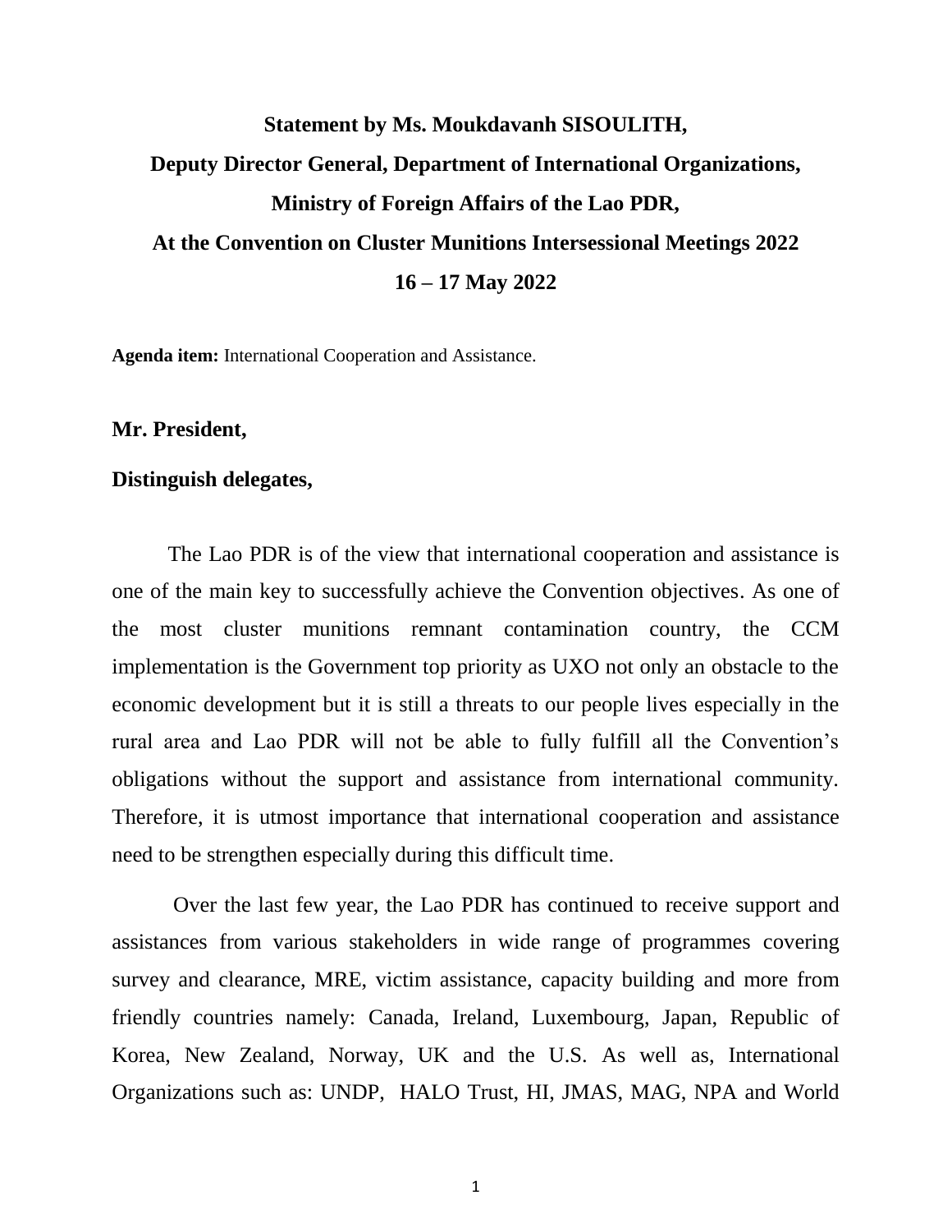**Statement by Ms. Moukdavanh SISOULITH,**

**Deputy Director General, Department of International Organizations,**

**Ministry of Foreign Affairs of the Lao PDR,**

**At the Convention on Cluster Munitions Intersessional Meetings 2022**

**16 – 17 May 2022**

**Agenda item:** International Cooperation and Assistance.

**Mr. President,**

**Distinguish delegates,**

The Lao PDR is of the view that international cooperation and assistance is one of the main key to successfully achieve the Convention objectives. As one of the most cluster munitions remnant contamination country, the CCM implementation is the Government top priority as UXO not only an obstacle to the economic development but it is still a threats to our people lives especially in the rural area and Lao PDR will not be able to fully fulfill all the Convention's obligations without the support and assistance from international community. Therefore, it is utmost importance that international cooperation and assistance need to be strengthen especially during this difficult time.

Over the last few year, the Lao PDR has continued to receive support and assistances from various stakeholders in wide range of programmes covering survey and clearance, MRE, victim assistance, capacity building and more from friendly countries namely: Canada, Ireland, Luxembourg, Japan, Republic of Korea, New Zealand, Norway, UK and the U.S. As well as, International Organizations such as: UNDP, HALO Trust, HI, JMAS, MAG, NPA and World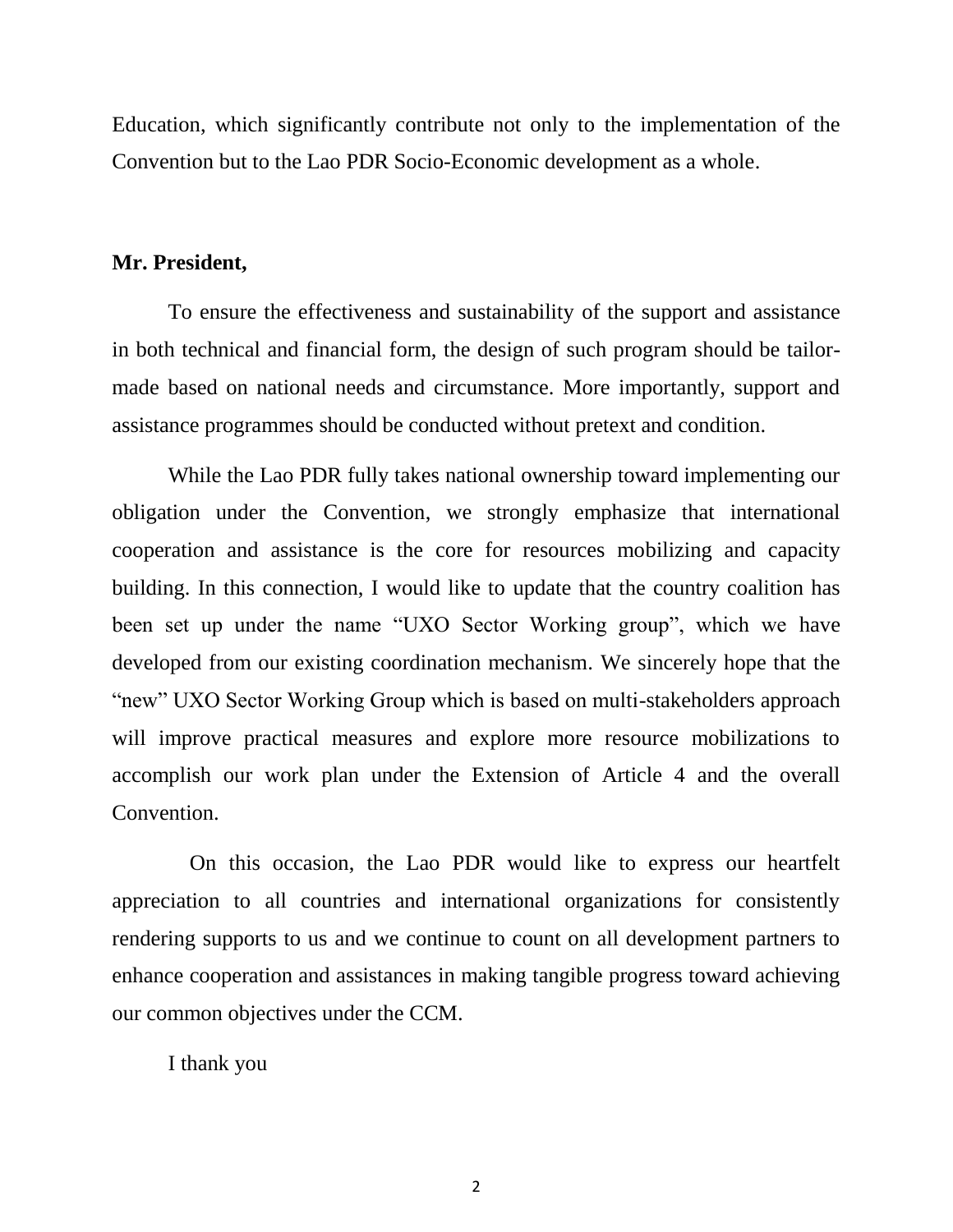Education, which significantly contribute not only to the implementation of the Convention but to the Lao PDR Socio-Economic development as a whole.

**Mr. President,**

To ensure the effectiveness and sustainability of the support and assistance in both technical and financial form, the design of such program should be tailor-made based on national needs and circumstance. More importantly, support and assistance programmes should be conducted without pretext and condition.

While the Lao PDR fully takes national ownership toward implementing our obligation under the Convention, we strongly emphasize that international cooperation and assistance is the core for resources mobilizing and capacity building. In this connection, I would like to update that the country coalition has been set up under the name "UXO Sector Working group", which we have developed from our existing coordination mechanism. We sincerely hope that the "new" UXO Sector Working Group which is based on multi-stakeholders approach will improve practical measures and explore more resource mobilizations to accomplish our work plan under the Extension of Article 4 and the overall Convention.

On this occasion, the Lao PDR would like to express our heartfelt appreciation to all countries and international organizations for consistently rendering supports to us and we continue to count on all development partners to enhance cooperation and assistances in making tangible progress toward achieving our common objectives under the CCM.

I thank you